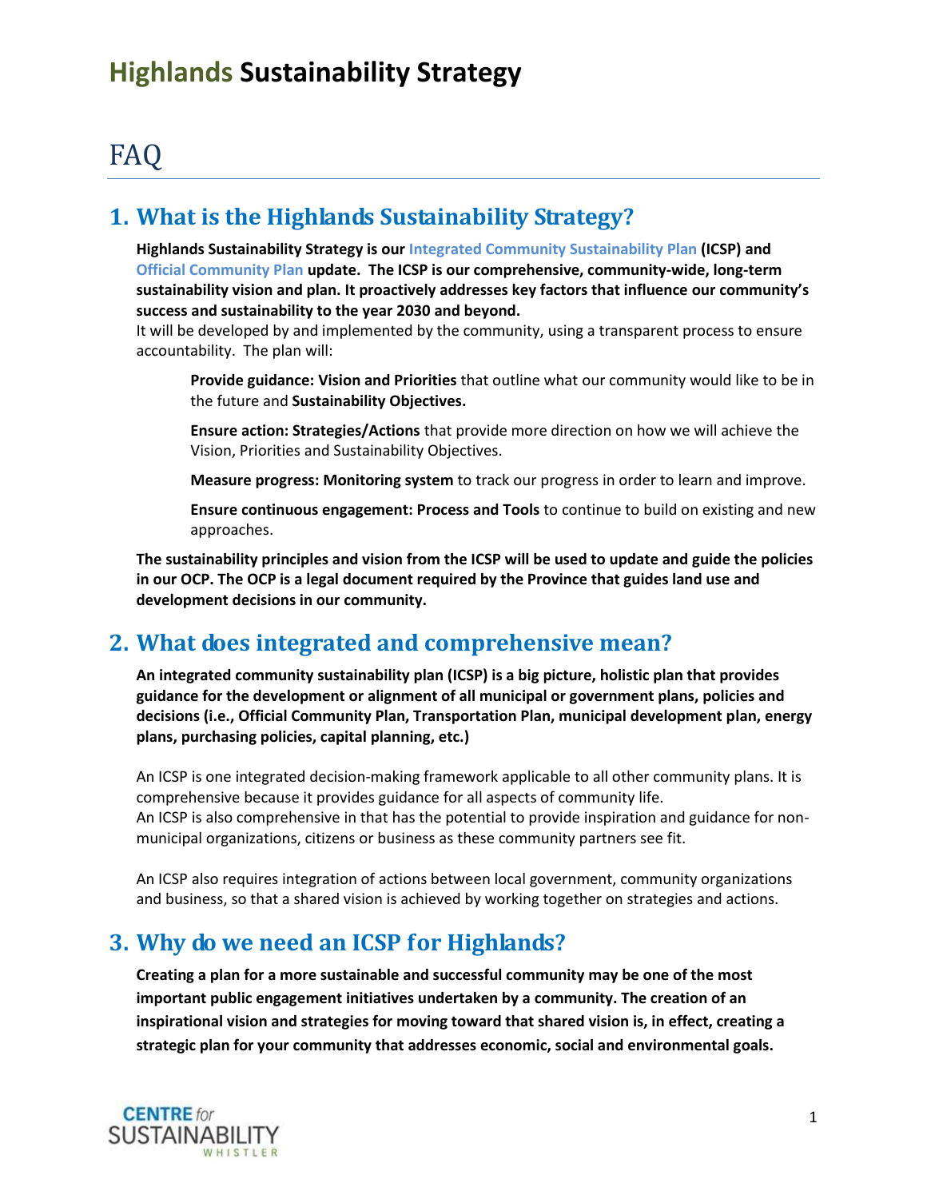# Highlands Sustainability Strategy

## FAQ

### 1. What is the Highlands Sustainability Strategy?

**Highlands Sustainability Strategy is our Integrated Community Sustainability Plan (ICSP) and Official Community Plan update. The ICSP is our comprehensive, community-wide, long-term sustainability vision and plan. It proactively addresses key factors that influence our community's success and sustainability to the year 2030 and beyond.**

It will be developed by and implemented by the community, using a transparent process to ensure accountability. The plan will:

> **Provide guidance: Vision and Priorities** that outline what our community would like to be in the future and **Sustainability Objectives.**
>
> **Ensure action: Strategies/Actions** that provide more direction on how we will achieve the Vision, Priorities and Sustainability Objectives.
>
> **Measure progress: Monitoring system** to track our progress in order to learn and improve.
>
> **Ensure continuous engagement: Process and Tools** to continue to build on existing and new approaches.

**The sustainability principles and vision from the ICSP will be used to update and guide the policies in our OCP. The OCP is a legal document required by the Province that guides land use and development decisions in our community.**

### 2. What does integrated and comprehensive mean?

**An integrated community sustainability plan (ICSP) is a big picture, holistic plan that provides guidance for the development or alignment of all municipal or government plans, policies and decisions (i.e., Official Community Plan, Transportation Plan, municipal development plan, energy plans, purchasing policies, capital planning, etc.)**

An ICSP is one integrated decision-making framework applicable to all other community plans. It is comprehensive because it provides guidance for all aspects of community life.
An ICSP is also comprehensive in that has the potential to provide inspiration and guidance for non-municipal organizations, citizens or business as these community partners see fit.

An ICSP also requires integration of actions between local government, community organizations and business, so that a shared vision is achieved by working together on strategies and actions.

### 3. Why do we need an ICSP for Highlands?

**Creating a plan for a more sustainable and successful community may be one of the most important public engagement initiatives undertaken by a community. The creation of an inspirational vision and strategies for moving toward that shared vision is, in effect, creating a strategic plan for your community that addresses economic, social and environmental goals.**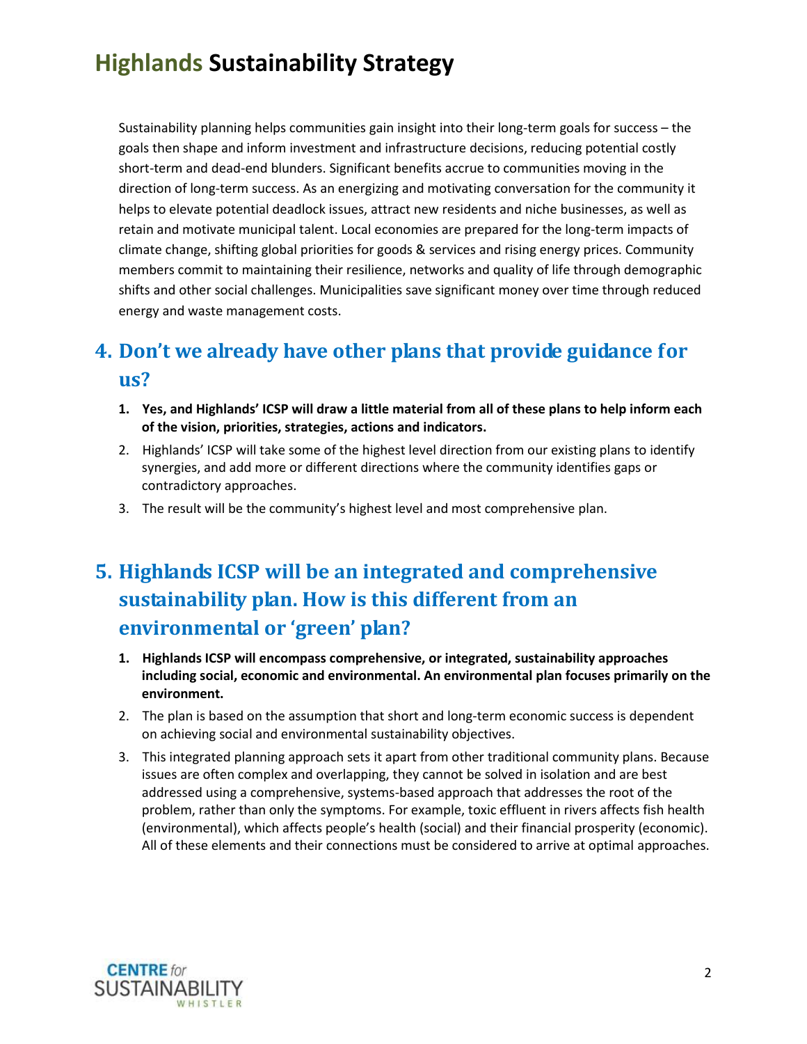Sustainability planning helps communities gain insight into their long-term goals for success – the goals then shape and inform investment and infrastructure decisions, reducing potential costly short-term and dead-end blunders. Significant benefits accrue to communities moving in the direction of long-term success. As an energizing and motivating conversation for the community it helps to elevate potential deadlock issues, attract new residents and niche businesses, as well as retain and motivate municipal talent. Local economies are prepared for the long-term impacts of climate change, shifting global priorities for goods & services and rising energy prices. Community members commit to maintaining their resilience, networks and quality of life through demographic shifts and other social challenges. Municipalities save significant money over time through reduced energy and waste management costs.

## 4. Don't we already have other plans that provide guidance for us?

1. **Yes, and Highlands' ICSP will draw a little material from all of these plans to help inform each of the vision, priorities, strategies, actions and indicators.**
2. Highlands' ICSP will take some of the highest level direction from our existing plans to identify synergies, and add more or different directions where the community identifies gaps or contradictory approaches.
3. The result will be the community's highest level and most comprehensive plan.

## 5. Highlands ICSP will be an integrated and comprehensive sustainability plan. How is this different from an environmental or 'green' plan?

1. **Highlands ICSP will encompass comprehensive, or integrated, sustainability approaches including social, economic and environmental. An environmental plan focuses primarily on the environment.**
2. The plan is based on the assumption that short and long-term economic success is dependent on achieving social and environmental sustainability objectives.
3. This integrated planning approach sets it apart from other traditional community plans. Because issues are often complex and overlapping, they cannot be solved in isolation and are best addressed using a comprehensive, systems-based approach that addresses the root of the problem, rather than only the symptoms. For example, toxic effluent in rivers affects fish health (environmental), which affects people's health (social) and their financial prosperity (economic). All of these elements and their connections must be considered to arrive at optimal approaches.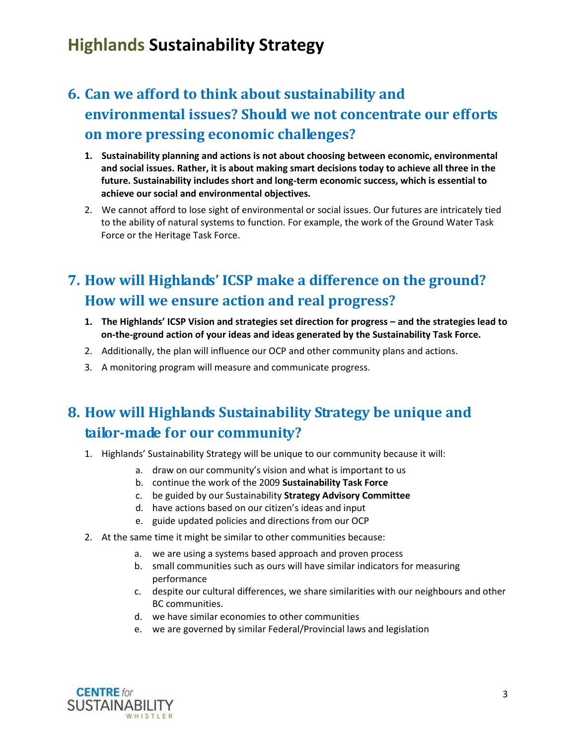## 6. Can we afford to think about sustainability and environmental issues? Should we not concentrate our efforts on more pressing economic challenges?

1. **Sustainability planning and actions is not about choosing between economic, environmental and social issues. Rather, it is about making smart decisions today to achieve all three in the future. Sustainability includes short and long-term economic success, which is essential to achieve our social and environmental objectives.**
2. We cannot afford to lose sight of environmental or social issues. Our futures are intricately tied to the ability of natural systems to function. For example, the work of the Ground Water Task Force or the Heritage Task Force.

## 7. How will Highlands' ICSP make a difference on the ground? How will we ensure action and real progress?

1. **The Highlands' ICSP Vision and strategies set direction for progress – and the strategies lead to on-the-ground action of your ideas and ideas generated by the Sustainability Task Force.**
2. Additionally, the plan will influence our OCP and other community plans and actions.
3. A monitoring program will measure and communicate progress.

## 8. How will Highlands Sustainability Strategy be unique and tailor-made for our community?

1. Highlands' Sustainability Strategy will be unique to our community because it will:
   a. draw on our community's vision and what is important to us
   b. continue the work of the 2009 **Sustainability Task Force**
   c. be guided by our Sustainability **Strategy Advisory Committee**
   d. have actions based on our citizen's ideas and input
   e. guide updated policies and directions from our OCP
2. At the same time it might be similar to other communities because:
   a. we are using a systems based approach and proven process
   b. small communities such as ours will have similar indicators for measuring performance
   c. despite our cultural differences, we share similarities with our neighbours and other BC communities.
   d. we have similar economies to other communities
   e. we are governed by similar Federal/Provincial laws and legislation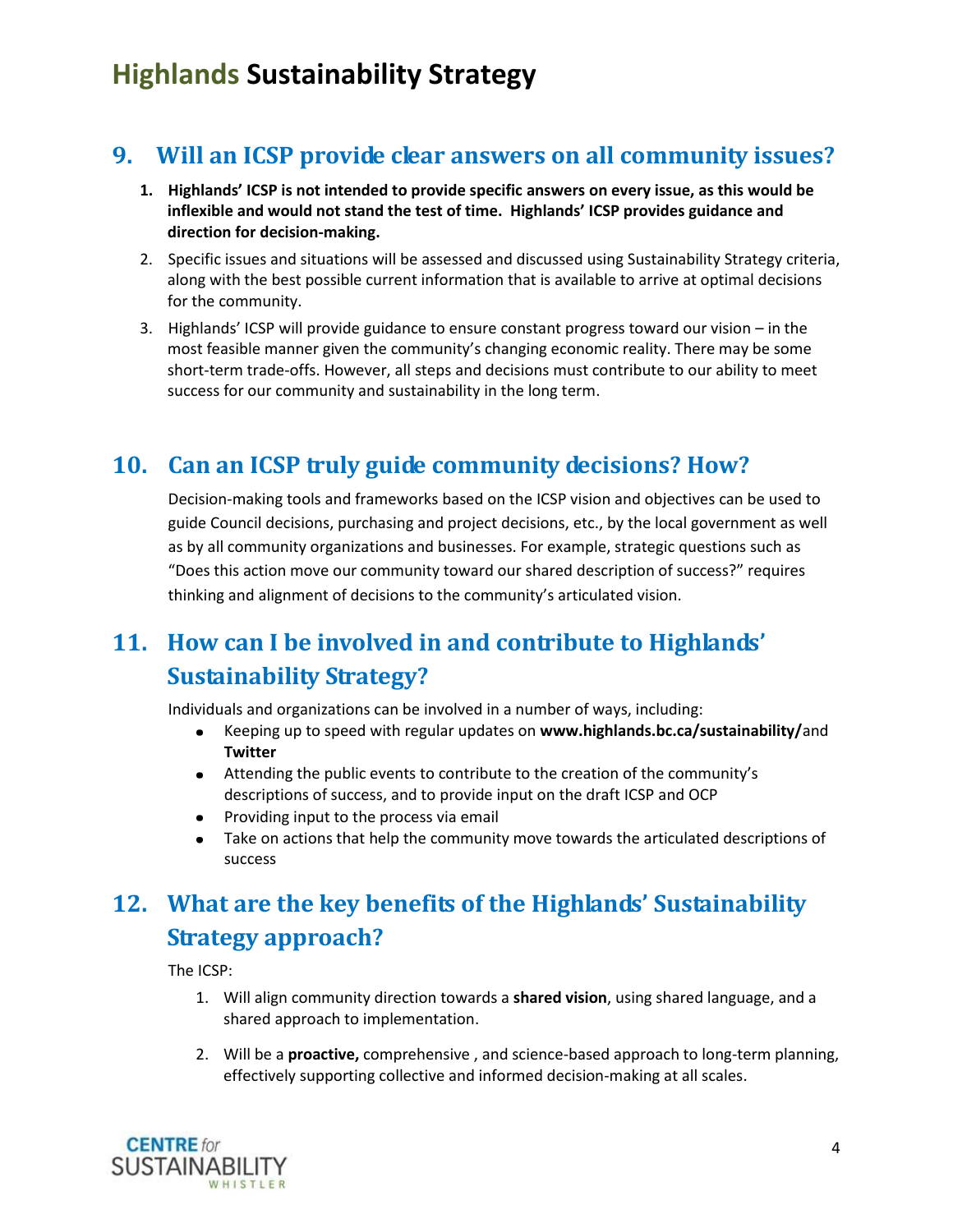## 9. Will an ICSP provide clear answers on all community issues?

1. **Highlands' ICSP is not intended to provide specific answers on every issue, as this would be inflexible and would not stand the test of time. Highlands' ICSP provides guidance and direction for decision-making.**
2. Specific issues and situations will be assessed and discussed using Sustainability Strategy criteria, along with the best possible current information that is available to arrive at optimal decisions for the community.
3. Highlands' ICSP will provide guidance to ensure constant progress toward our vision – in the most feasible manner given the community's changing economic reality. There may be some short-term trade-offs. However, all steps and decisions must contribute to our ability to meet success for our community and sustainability in the long term.

## 10. Can an ICSP truly guide community decisions? How?

Decision-making tools and frameworks based on the ICSP vision and objectives can be used to guide Council decisions, purchasing and project decisions, etc., by the local government as well as by all community organizations and businesses. For example, strategic questions such as "Does this action move our community toward our shared description of success?" requires thinking and alignment of decisions to the community's articulated vision.

## 11. How can I be involved in and contribute to Highlands' Sustainability Strategy?

Individuals and organizations can be involved in a number of ways, including:

- Keeping up to speed with regular updates on **www.highlands.bc.ca/sustainability/** and **Twitter**
- Attending the public events to contribute to the creation of the community's descriptions of success, and to provide input on the draft ICSP and OCP
- Providing input to the process via email
- Take on actions that help the community move towards the articulated descriptions of success

## 12. What are the key benefits of the Highlands' Sustainability Strategy approach?

The ICSP:

1. Will align community direction towards a **shared vision**, using shared language, and a shared approach to implementation.
2. Will be a **proactive,** comprehensive , and science-based approach to long-term planning, effectively supporting collective and informed decision-making at all scales.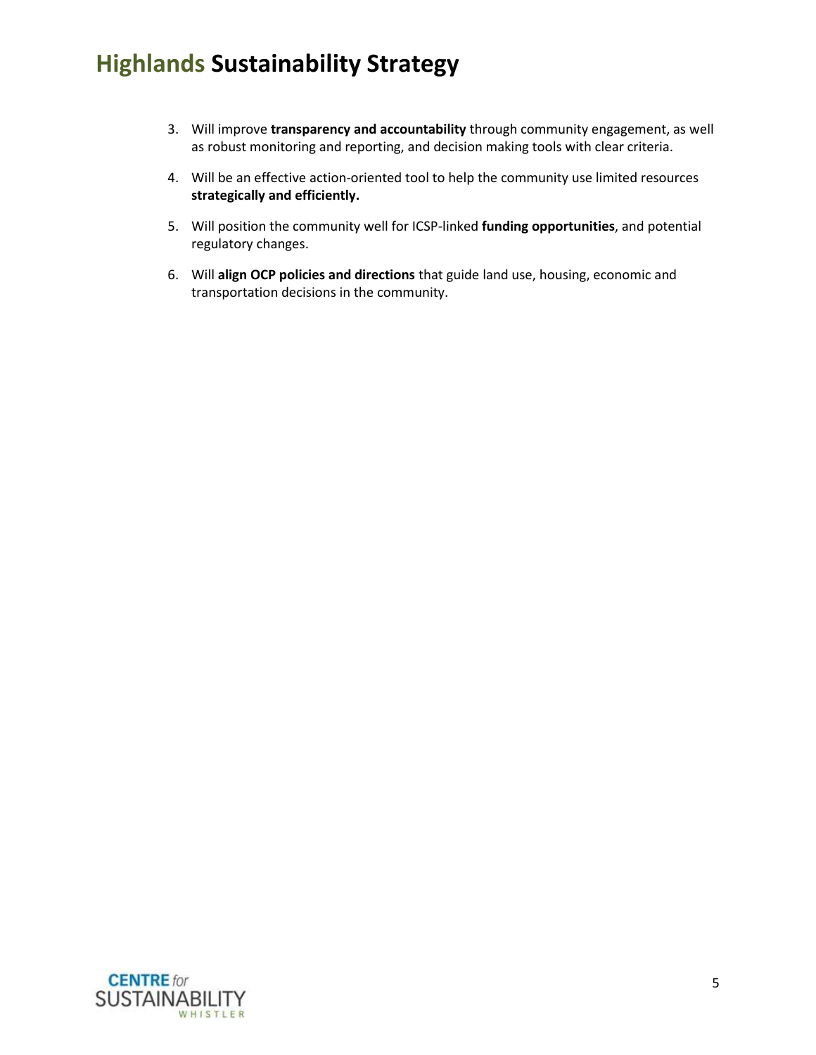3. Will improve **transparency and accountability** through community engagement, as well as robust monitoring and reporting, and decision making tools with clear criteria.

4. Will be an effective action-oriented tool to help the community use limited resources **strategically and efficiently.**

5. Will position the community well for ICSP-linked **funding opportunities**, and potential regulatory changes.

6. Will **align OCP policies and directions** that guide land use, housing, economic and transportation decisions in the community.